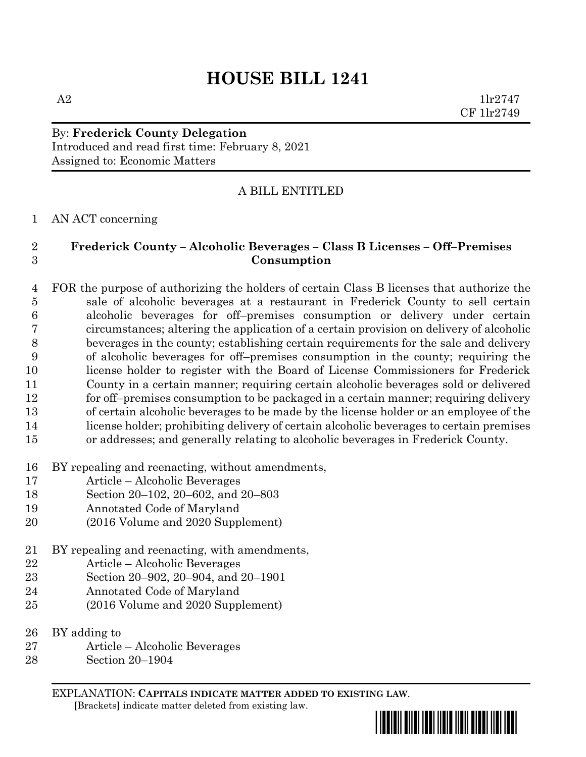# HOUSE BILL 1241

A2 1lr2747
CF 1lr2749

By: **Frederick County Delegation**
Introduced and read first time: February 8, 2021
Assigned to: Economic Matters

A BILL ENTITLED

AN ACT concerning

**Frederick County – Alcoholic Beverages – Class B Licenses – Off–Premises Consumption**

FOR the purpose of authorizing the holders of certain Class B licenses that authorize the sale of alcoholic beverages at a restaurant in Frederick County to sell certain alcoholic beverages for off–premises consumption or delivery under certain circumstances; altering the application of a certain provision on delivery of alcoholic beverages in the county; establishing certain requirements for the sale and delivery of alcoholic beverages for off–premises consumption in the county; requiring the license holder to register with the Board of License Commissioners for Frederick County in a certain manner; requiring certain alcoholic beverages sold or delivered for off–premises consumption to be packaged in a certain manner; requiring delivery of certain alcoholic beverages to be made by the license holder or an employee of the license holder; prohibiting delivery of certain alcoholic beverages to certain premises or addresses; and generally relating to alcoholic beverages in Frederick County.

BY repealing and reenacting, without amendments,
Article – Alcoholic Beverages
Section 20–102, 20–602, and 20–803
Annotated Code of Maryland
(2016 Volume and 2020 Supplement)

BY repealing and reenacting, with amendments,
Article – Alcoholic Beverages
Section 20–902, 20–904, and 20–1901
Annotated Code of Maryland
(2016 Volume and 2020 Supplement)

BY adding to
Article – Alcoholic Beverages
Section 20–1904

EXPLANATION: **CAPITALS INDICATE MATTER ADDED TO EXISTING LAW.**
**[**Brackets**]** indicate matter deleted from existing law.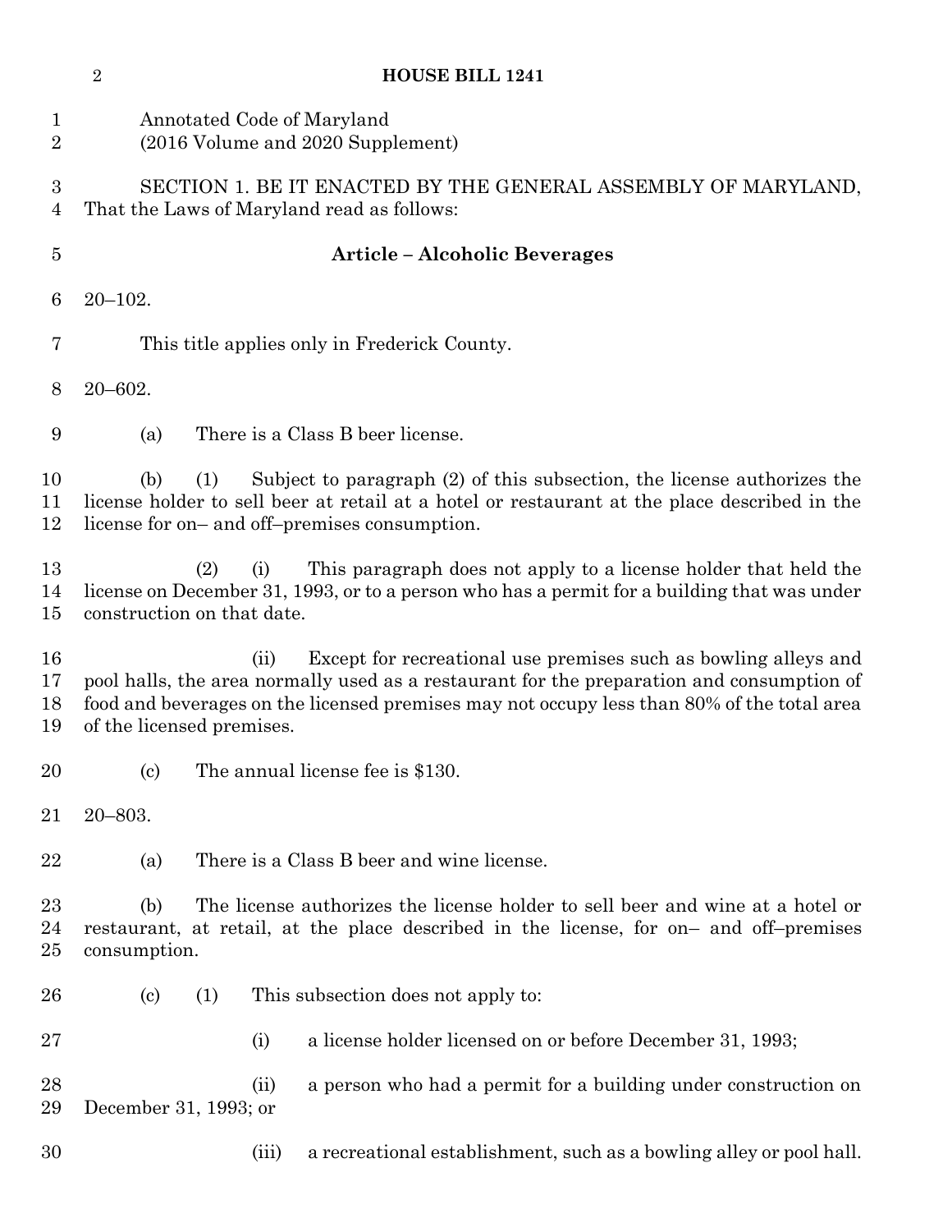Annotated Code of Maryland
(2016 Volume and 2020 Supplement)

SECTION 1. BE IT ENACTED BY THE GENERAL ASSEMBLY OF MARYLAND, That the Laws of Maryland read as follows:

**Article – Alcoholic Beverages**

20–102.

This title applies only in Frederick County.

20–602.

(a) There is a Class B beer license.

(b) (1) Subject to paragraph (2) of this subsection, the license authorizes the license holder to sell beer at retail at a hotel or restaurant at the place described in the license for on– and off–premises consumption.

(2) (i) This paragraph does not apply to a license holder that held the license on December 31, 1993, or to a person who has a permit for a building that was under construction on that date.

(ii) Except for recreational use premises such as bowling alleys and pool halls, the area normally used as a restaurant for the preparation and consumption of food and beverages on the licensed premises may not occupy less than 80% of the total area of the licensed premises.

(c) The annual license fee is $130.

20–803.

(a) There is a Class B beer and wine license.

(b) The license authorizes the license holder to sell beer and wine at a hotel or restaurant, at retail, at the place described in the license, for on– and off–premises consumption.

(c) (1) This subsection does not apply to:

(i) a license holder licensed on or before December 31, 1993;

(ii) a person who had a permit for a building under construction on December 31, 1993; or

(iii) a recreational establishment, such as a bowling alley or pool hall.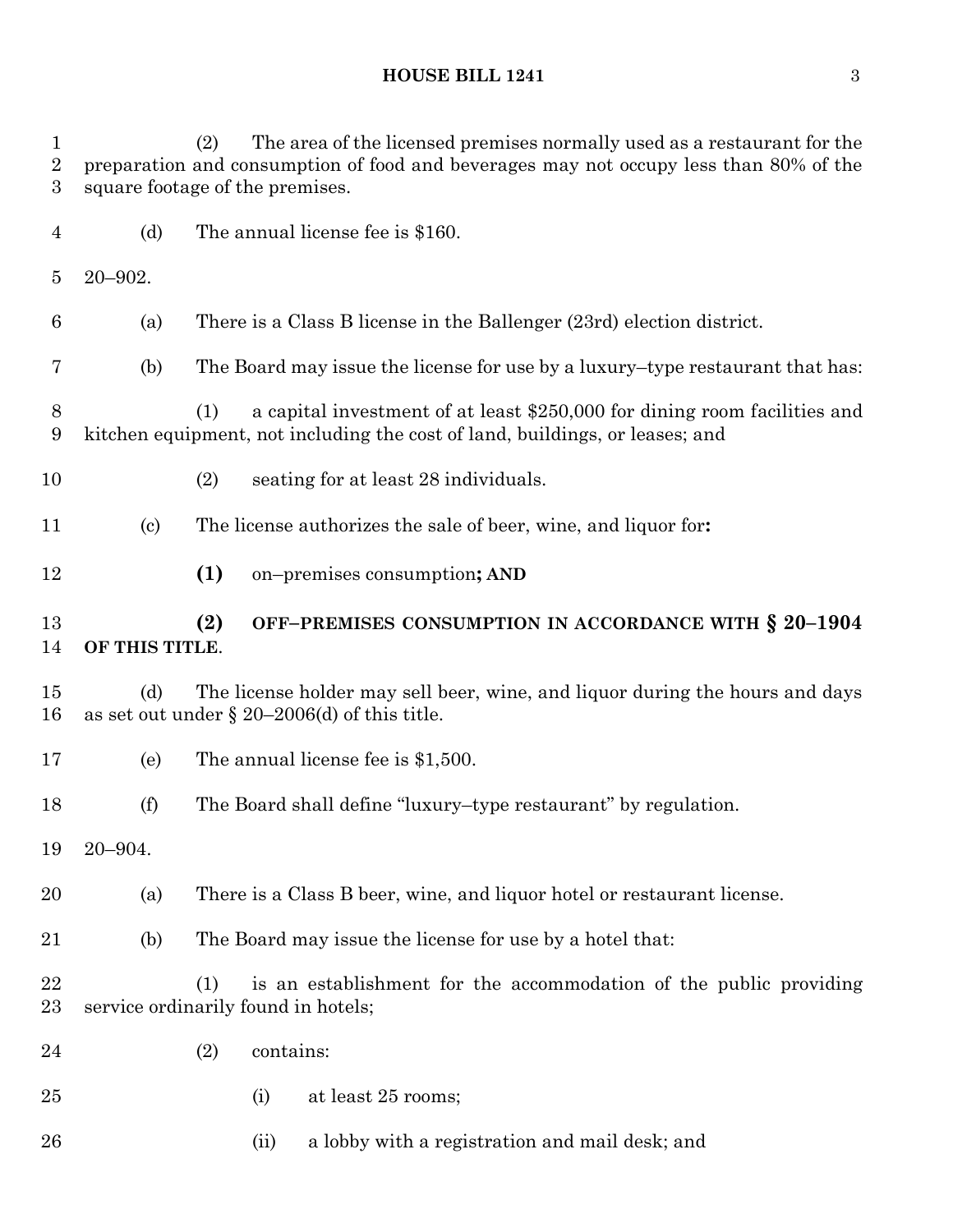(2) The area of the licensed premises normally used as a restaurant for the preparation and consumption of food and beverages may not occupy less than 80% of the square footage of the premises.

(d) The annual license fee is $160.

20–902.

(a) There is a Class B license in the Ballenger (23rd) election district.

(b) The Board may issue the license for use by a luxury–type restaurant that has:

(1) a capital investment of at least $250,000 for dining room facilities and kitchen equipment, not including the cost of land, buildings, or leases; and

(2) seating for at least 28 individuals.

(c) The license authorizes the sale of beer, wine, and liquor for**:**

**(1)** on–premises consumption**; AND**

**(2) OFF–PREMISES CONSUMPTION IN ACCORDANCE WITH § 20–1904 OF THIS TITLE**.

(d) The license holder may sell beer, wine, and liquor during the hours and days as set out under § 20–2006(d) of this title.

(e) The annual license fee is $1,500.

(f) The Board shall define "luxury–type restaurant" by regulation.

20–904.

(a) There is a Class B beer, wine, and liquor hotel or restaurant license.

(b) The Board may issue the license for use by a hotel that:

(1) is an establishment for the accommodation of the public providing service ordinarily found in hotels;

(2) contains:

(i) at least 25 rooms;

(ii) a lobby with a registration and mail desk; and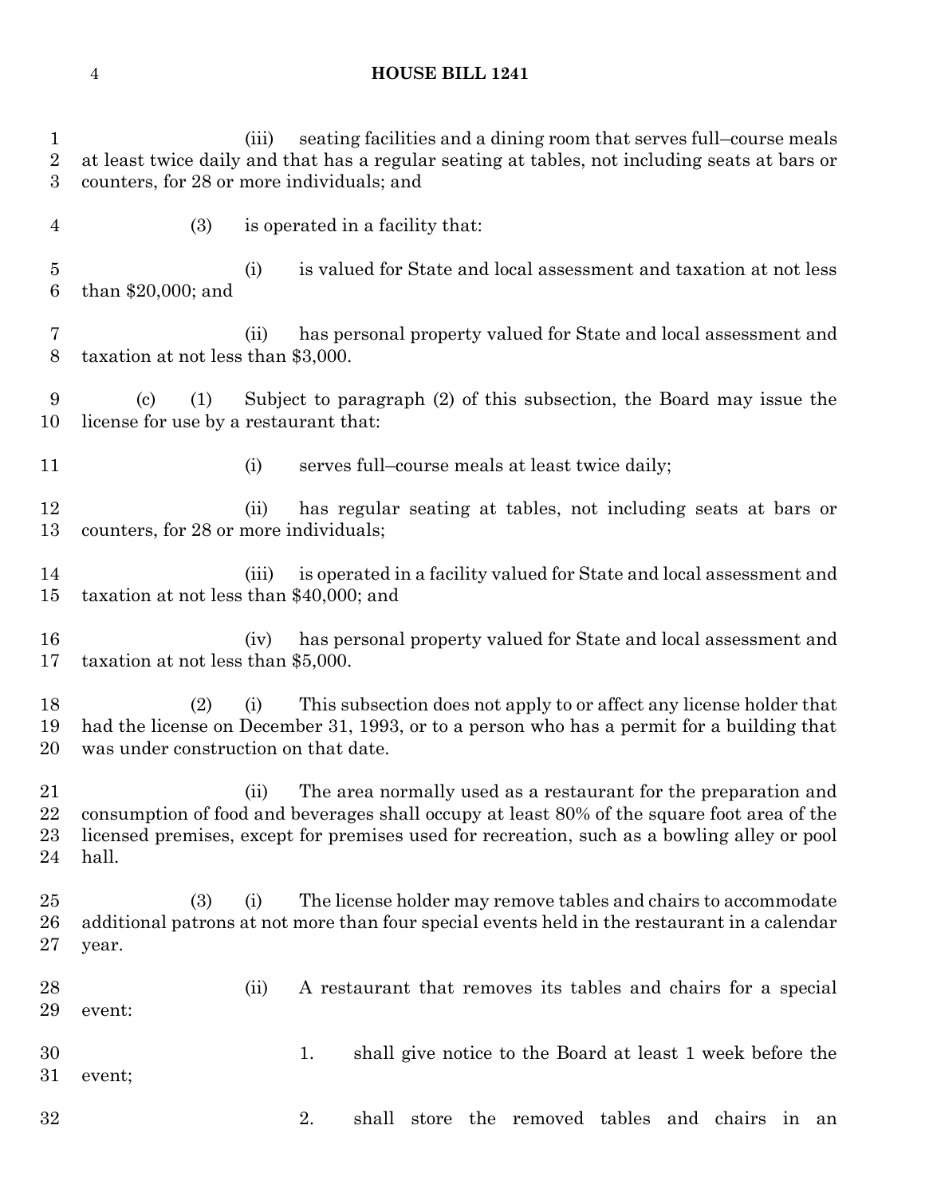(iii) seating facilities and a dining room that serves full–course meals at least twice daily and that has a regular seating at tables, not including seats at bars or counters, for 28 or more individuals; and

(3) is operated in a facility that:

(i) is valued for State and local assessment and taxation at not less than $20,000; and

(ii) has personal property valued for State and local assessment and taxation at not less than $3,000.

(c) (1) Subject to paragraph (2) of this subsection, the Board may issue the license for use by a restaurant that:

(i) serves full–course meals at least twice daily;

(ii) has regular seating at tables, not including seats at bars or counters, for 28 or more individuals;

(iii) is operated in a facility valued for State and local assessment and taxation at not less than $40,000; and

(iv) has personal property valued for State and local assessment and taxation at not less than $5,000.

(2) (i) This subsection does not apply to or affect any license holder that had the license on December 31, 1993, or to a person who has a permit for a building that was under construction on that date.

(ii) The area normally used as a restaurant for the preparation and consumption of food and beverages shall occupy at least 80% of the square foot area of the licensed premises, except for premises used for recreation, such as a bowling alley or pool hall.

(3) (i) The license holder may remove tables and chairs to accommodate additional patrons at not more than four special events held in the restaurant in a calendar year.

(ii) A restaurant that removes its tables and chairs for a special event:

1. shall give notice to the Board at least 1 week before the event;

2. shall store the removed tables and chairs in an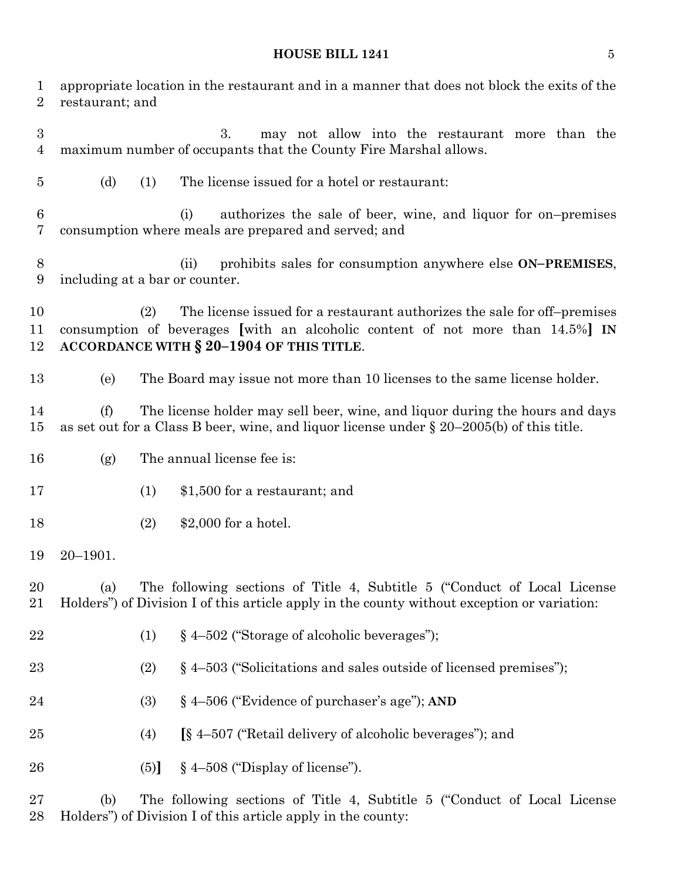appropriate location in the restaurant and in a manner that does not block the exits of the restaurant; and

3. may not allow into the restaurant more than the maximum number of occupants that the County Fire Marshal allows.

(d) (1) The license issued for a hotel or restaurant:

(i) authorizes the sale of beer, wine, and liquor for on–premises consumption where meals are prepared and served; and

(ii) prohibits sales for consumption anywhere else **ON–PREMISES**, including at a bar or counter.

(2) The license issued for a restaurant authorizes the sale for off–premises consumption of beverages **[**with an alcoholic content of not more than 14.5%**]** **IN ACCORDANCE WITH § 20–1904 OF THIS TITLE**.

(e) The Board may issue not more than 10 licenses to the same license holder.

(f) The license holder may sell beer, wine, and liquor during the hours and days as set out for a Class B beer, wine, and liquor license under § 20–2005(b) of this title.

(g) The annual license fee is:

(1) $1,500 for a restaurant; and

(2) $2,000 for a hotel.

20–1901.

(a) The following sections of Title 4, Subtitle 5 ("Conduct of Local License Holders") of Division I of this article apply in the county without exception or variation:

(1) § 4–502 ("Storage of alcoholic beverages");

(2) § 4–503 ("Solicitations and sales outside of licensed premises");

(3) § 4–506 ("Evidence of purchaser's age"); **AND**

(4) **[**§ 4–507 ("Retail delivery of alcoholic beverages"); and

(5)**]** § 4–508 ("Display of license").

(b) The following sections of Title 4, Subtitle 5 ("Conduct of Local License Holders") of Division I of this article apply in the county: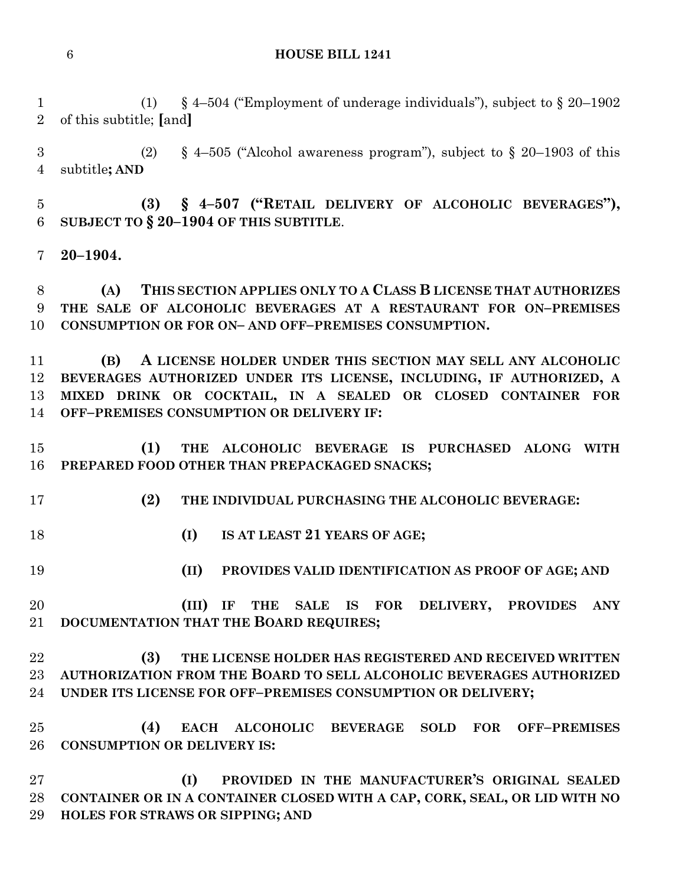(1) § 4–504 ("Employment of underage individuals"), subject to § 20–1902 of this subtitle; [and]

(2) § 4–505 ("Alcohol awareness program"), subject to § 20–1903 of this subtitle**; AND**

**(3) § 4–507 ("RETAIL DELIVERY OF ALCOHOLIC BEVERAGES"), SUBJECT TO § 20–1904 OF THIS SUBTITLE**.

**20–1904.**

**(A) THIS SECTION APPLIES ONLY TO A CLASS B LICENSE THAT AUTHORIZES THE SALE OF ALCOHOLIC BEVERAGES AT A RESTAURANT FOR ON–PREMISES CONSUMPTION OR FOR ON– AND OFF–PREMISES CONSUMPTION.**

**(B) A LICENSE HOLDER UNDER THIS SECTION MAY SELL ANY ALCOHOLIC BEVERAGES AUTHORIZED UNDER ITS LICENSE, INCLUDING, IF AUTHORIZED, A MIXED DRINK OR COCKTAIL, IN A SEALED OR CLOSED CONTAINER FOR OFF–PREMISES CONSUMPTION OR DELIVERY IF:**

**(1) THE ALCOHOLIC BEVERAGE IS PURCHASED ALONG WITH PREPARED FOOD OTHER THAN PREPACKAGED SNACKS;**

**(2) THE INDIVIDUAL PURCHASING THE ALCOHOLIC BEVERAGE:**

**(I) IS AT LEAST 21 YEARS OF AGE;**

**(II) PROVIDES VALID IDENTIFICATION AS PROOF OF AGE; AND**

**(III) IF THE SALE IS FOR DELIVERY, PROVIDES ANY DOCUMENTATION THAT THE BOARD REQUIRES;**

**(3) THE LICENSE HOLDER HAS REGISTERED AND RECEIVED WRITTEN AUTHORIZATION FROM THE BOARD TO SELL ALCOHOLIC BEVERAGES AUTHORIZED UNDER ITS LICENSE FOR OFF–PREMISES CONSUMPTION OR DELIVERY;**

**(4) EACH ALCOHOLIC BEVERAGE SOLD FOR OFF–PREMISES CONSUMPTION OR DELIVERY IS:**

**(I) PROVIDED IN THE MANUFACTURER'S ORIGINAL SEALED CONTAINER OR IN A CONTAINER CLOSED WITH A CAP, CORK, SEAL, OR LID WITH NO HOLES FOR STRAWS OR SIPPING; AND**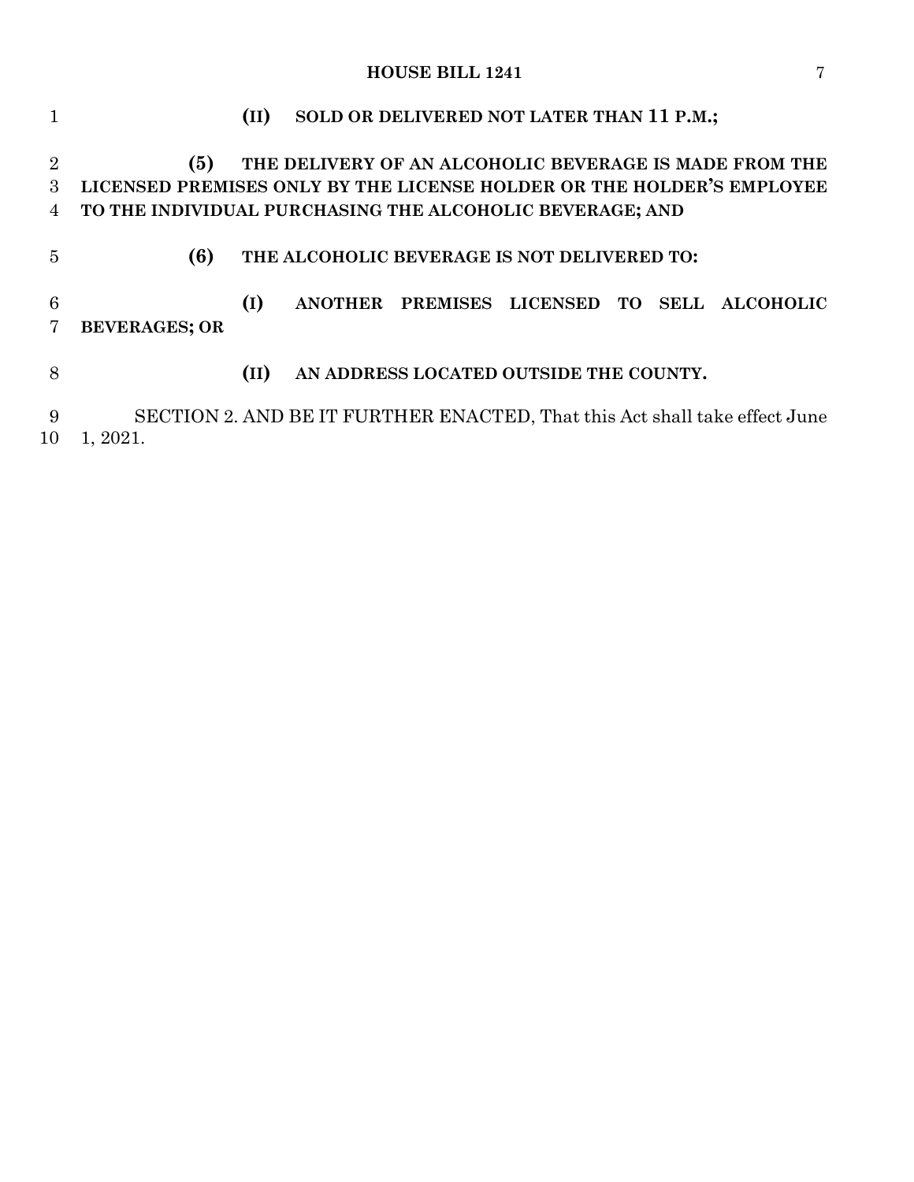**(II) SOLD OR DELIVERED NOT LATER THAN 11 P.M.;**

**(5) THE DELIVERY OF AN ALCOHOLIC BEVERAGE IS MADE FROM THE LICENSED PREMISES ONLY BY THE LICENSE HOLDER OR THE HOLDER'S EMPLOYEE TO THE INDIVIDUAL PURCHASING THE ALCOHOLIC BEVERAGE; AND**

**(6) THE ALCOHOLIC BEVERAGE IS NOT DELIVERED TO:**

**(I) ANOTHER PREMISES LICENSED TO SELL ALCOHOLIC BEVERAGES; OR**

**(II) AN ADDRESS LOCATED OUTSIDE THE COUNTY.**

SECTION 2. AND BE IT FURTHER ENACTED, That this Act shall take effect June 1, 2021.